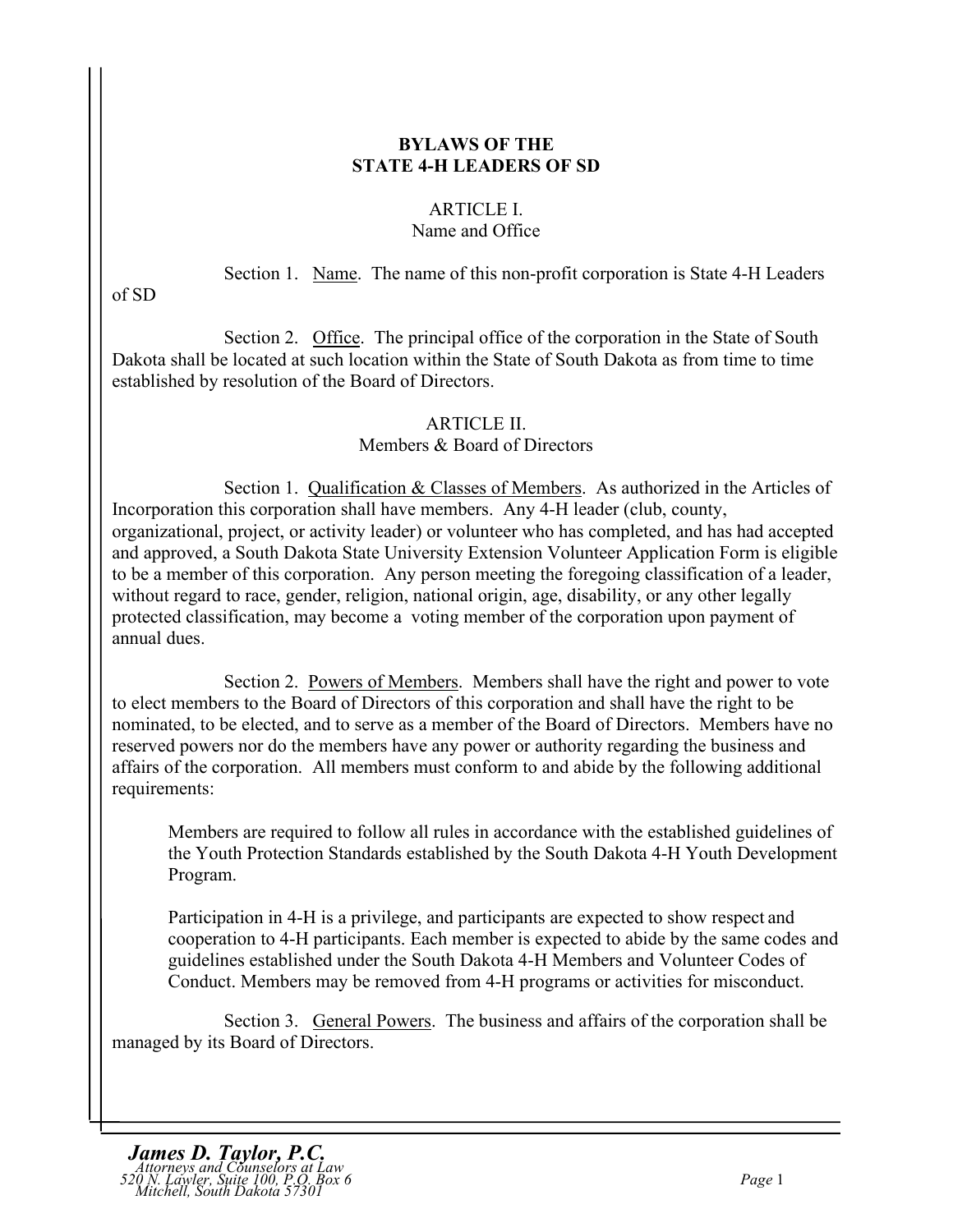# BYLAWS OF THE
# STATE 4-H LEADERS OF SD

## ARTICLE I.
### Name and Office

Section 1. Name. The name of this non-profit corporation is State 4-H Leaders of SD

Section 2. Office. The principal office of the corporation in the State of South Dakota shall be located at such location within the State of South Dakota as from time to time established by resolution of the Board of Directors.

## ARTICLE II.
### Members & Board of Directors

Section 1. Qualification & Classes of Members. As authorized in the Articles of Incorporation this corporation shall have members. Any 4-H leader (club, county, organizational, project, or activity leader) or volunteer who has completed, and has had accepted and approved, a South Dakota State University Extension Volunteer Application Form is eligible to be a member of this corporation. Any person meeting the foregoing classification of a leader, without regard to race, gender, religion, national origin, age, disability, or any other legally protected classification, may become a voting member of the corporation upon payment of annual dues.

Section 2. Powers of Members. Members shall have the right and power to vote to elect members to the Board of Directors of this corporation and shall have the right to be nominated, to be elected, and to serve as a member of the Board of Directors. Members have no reserved powers nor do the members have any power or authority regarding the business and affairs of the corporation. All members must conform to and abide by the following additional requirements:

> Members are required to follow all rules in accordance with the established guidelines of the Youth Protection Standards established by the South Dakota 4-H Youth Development Program.
>
> Participation in 4-H is a privilege, and participants are expected to show respect and cooperation to 4-H participants. Each member is expected to abide by the same codes and guidelines established under the South Dakota 4-H Members and Volunteer Codes of Conduct. Members may be removed from 4-H programs or activities for misconduct.

Section 3. General Powers. The business and affairs of the corporation shall be managed by its Board of Directors.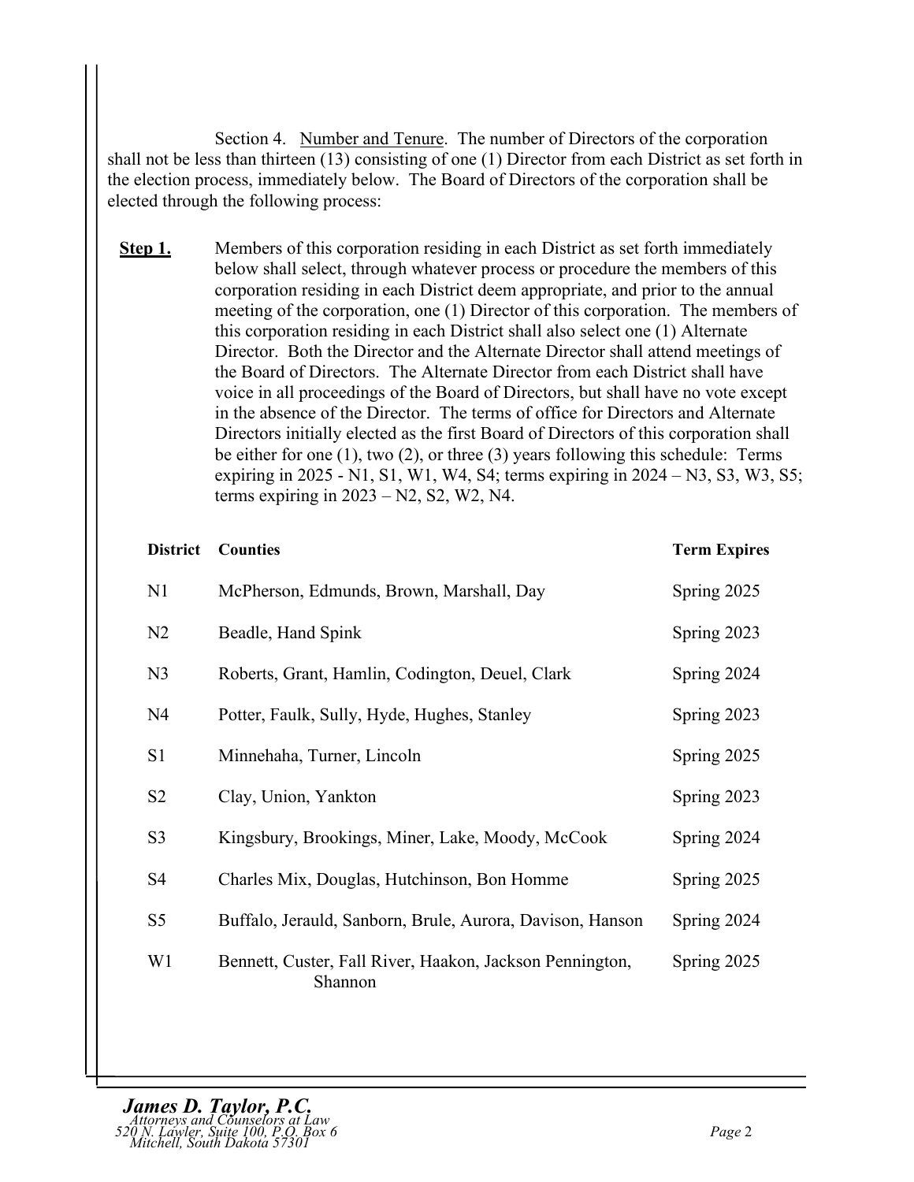Section 4. Number and Tenure. The number of Directors of the corporation shall not be less than thirteen (13) consisting of one (1) Director from each District as set forth in the election process, immediately below. The Board of Directors of the corporation shall be elected through the following process:

**Step 1.** Members of this corporation residing in each District as set forth immediately below shall select, through whatever process or procedure the members of this corporation residing in each District deem appropriate, and prior to the annual meeting of the corporation, one (1) Director of this corporation. The members of this corporation residing in each District shall also select one (1) Alternate Director. Both the Director and the Alternate Director shall attend meetings of the Board of Directors. The Alternate Director from each District shall have voice in all proceedings of the Board of Directors, but shall have no vote except in the absence of the Director. The terms of office for Directors and Alternate Directors initially elected as the first Board of Directors of this corporation shall be either for one (1), two (2), or three (3) years following this schedule: Terms expiring in 2025 - N1, S1, W1, W4, S4; terms expiring in 2024 – N3, S3, W3, S5; terms expiring in 2023 – N2, S2, W2, N4.

| District | Counties | Term Expires |
|---|---|---|
| N1 | McPherson, Edmunds, Brown, Marshall, Day | Spring 2025 |
| N2 | Beadle, Hand Spink | Spring 2023 |
| N3 | Roberts, Grant, Hamlin, Codington, Deuel, Clark | Spring 2024 |
| N4 | Potter, Faulk, Sully, Hyde, Hughes, Stanley | Spring 2023 |
| S1 | Minnehaha, Turner, Lincoln | Spring 2025 |
| S2 | Clay, Union, Yankton | Spring 2023 |
| S3 | Kingsbury, Brookings, Miner, Lake, Moody, McCook | Spring 2024 |
| S4 | Charles Mix, Douglas, Hutchinson, Bon Homme | Spring 2025 |
| S5 | Buffalo, Jerauld, Sanborn, Brule, Aurora, Davison, Hanson | Spring 2024 |
| W1 | Bennett, Custer, Fall River, Haakon, Jackson Pennington, Shannon | Spring 2025 |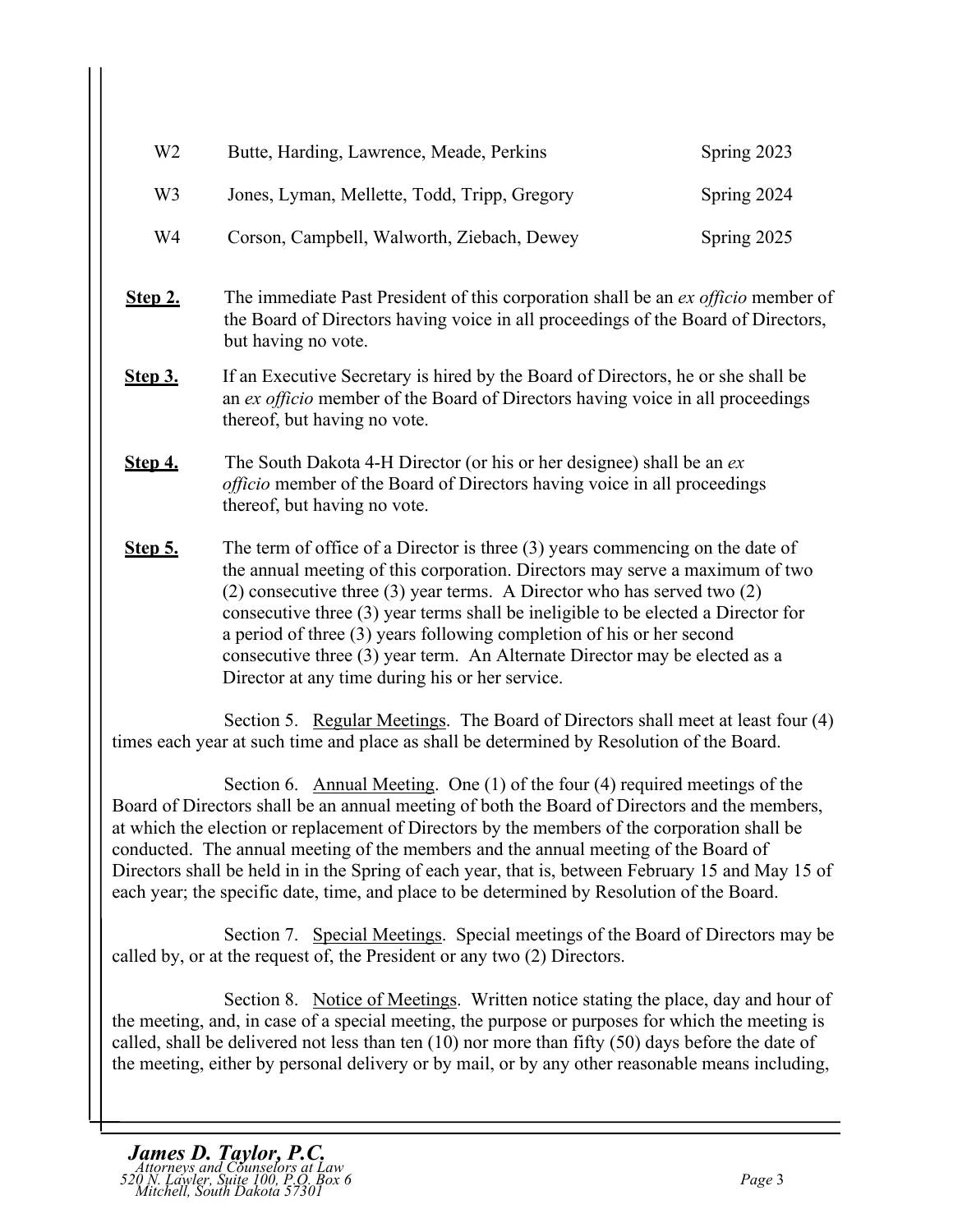| | | |
|---|---|---|
| W2 | Butte, Harding, Lawrence, Meade, Perkins | Spring 2023 |
| W3 | Jones, Lyman, Mellette, Todd, Tripp, Gregory | Spring 2024 |
| W4 | Corson, Campbell, Walworth, Ziebach, Dewey | Spring 2025 |

**Step 2.** The immediate Past President of this corporation shall be an *ex officio* member of the Board of Directors having voice in all proceedings of the Board of Directors, but having no vote.

**Step 3.** If an Executive Secretary is hired by the Board of Directors, he or she shall be an *ex officio* member of the Board of Directors having voice in all proceedings thereof, but having no vote.

**Step 4.** The South Dakota 4-H Director (or his or her designee) shall be an *ex officio* member of the Board of Directors having voice in all proceedings thereof, but having no vote.

**Step 5.** The term of office of a Director is three (3) years commencing on the date of the annual meeting of this corporation. Directors may serve a maximum of two (2) consecutive three (3) year terms. A Director who has served two (2) consecutive three (3) year terms shall be ineligible to be elected a Director for a period of three (3) years following completion of his or her second consecutive three (3) year term. An Alternate Director may be elected as a Director at any time during his or her service.

Section 5. Regular Meetings. The Board of Directors shall meet at least four (4) times each year at such time and place as shall be determined by Resolution of the Board.

Section 6. Annual Meeting. One (1) of the four (4) required meetings of the Board of Directors shall be an annual meeting of both the Board of Directors and the members, at which the election or replacement of Directors by the members of the corporation shall be conducted. The annual meeting of the members and the annual meeting of the Board of Directors shall be held in in the Spring of each year, that is, between February 15 and May 15 of each year; the specific date, time, and place to be determined by Resolution of the Board.

Section 7. Special Meetings. Special meetings of the Board of Directors may be called by, or at the request of, the President or any two (2) Directors.

Section 8. Notice of Meetings. Written notice stating the place, day and hour of the meeting, and, in case of a special meeting, the purpose or purposes for which the meeting is called, shall be delivered not less than ten (10) nor more than fifty (50) days before the date of the meeting, either by personal delivery or by mail, or by any other reasonable means including,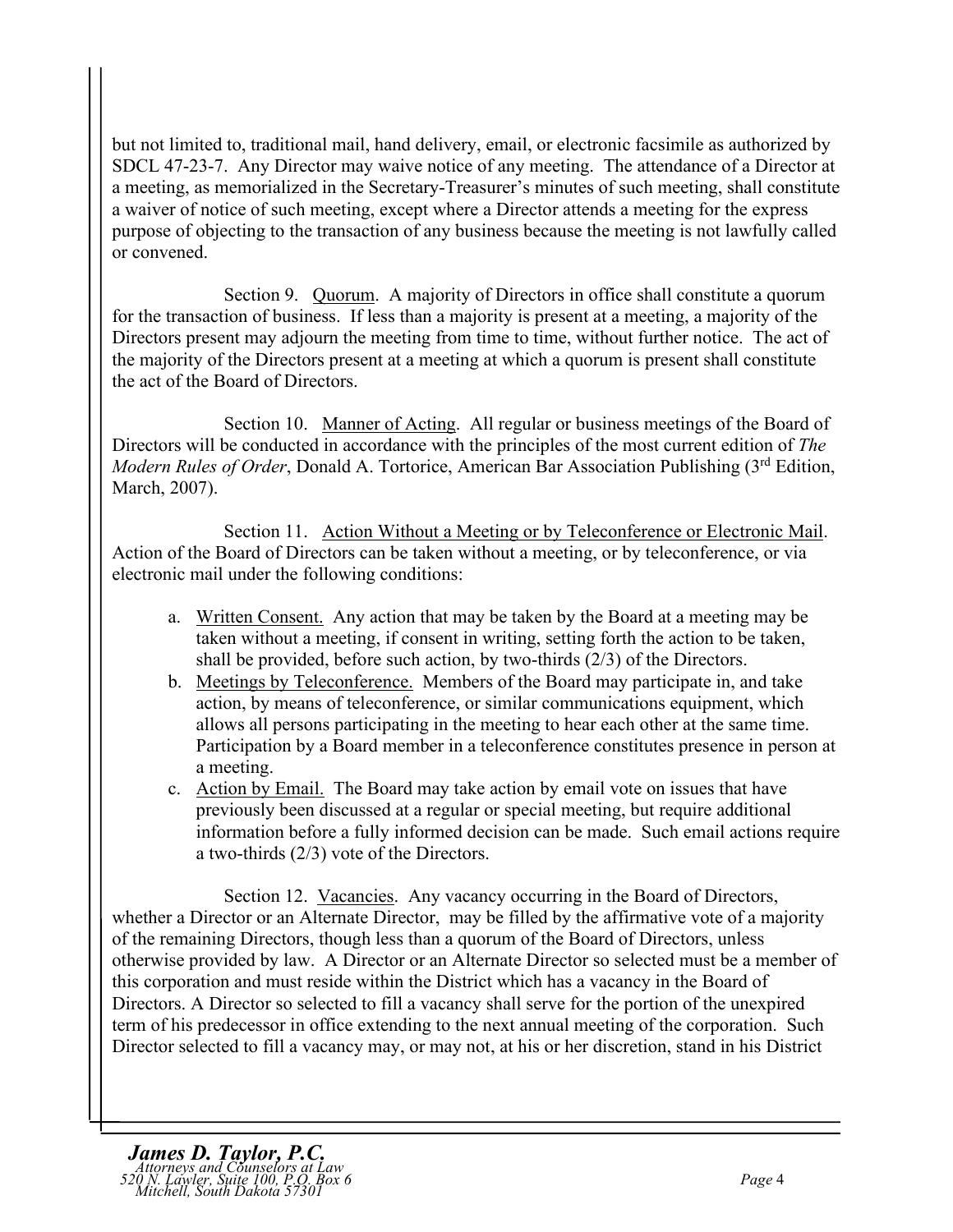but not limited to, traditional mail, hand delivery, email, or electronic facsimile as authorized by SDCL 47-23-7. Any Director may waive notice of any meeting. The attendance of a Director at a meeting, as memorialized in the Secretary-Treasurer's minutes of such meeting, shall constitute a waiver of notice of such meeting, except where a Director attends a meeting for the express purpose of objecting to the transaction of any business because the meeting is not lawfully called or convened.

Section 9. Quorum. A majority of Directors in office shall constitute a quorum for the transaction of business. If less than a majority is present at a meeting, a majority of the Directors present may adjourn the meeting from time to time, without further notice. The act of the majority of the Directors present at a meeting at which a quorum is present shall constitute the act of the Board of Directors.

Section 10. Manner of Acting. All regular or business meetings of the Board of Directors will be conducted in accordance with the principles of the most current edition of *The Modern Rules of Order*, Donald A. Tortorice, American Bar Association Publishing (3rd Edition, March, 2007).

Section 11. Action Without a Meeting or by Teleconference or Electronic Mail. Action of the Board of Directors can be taken without a meeting, or by teleconference, or via electronic mail under the following conditions:

a. Written Consent. Any action that may be taken by the Board at a meeting may be taken without a meeting, if consent in writing, setting forth the action to be taken, shall be provided, before such action, by two-thirds (2/3) of the Directors.
b. Meetings by Teleconference. Members of the Board may participate in, and take action, by means of teleconference, or similar communications equipment, which allows all persons participating in the meeting to hear each other at the same time. Participation by a Board member in a teleconference constitutes presence in person at a meeting.
c. Action by Email. The Board may take action by email vote on issues that have previously been discussed at a regular or special meeting, but require additional information before a fully informed decision can be made. Such email actions require a two-thirds (2/3) vote of the Directors.

Section 12. Vacancies. Any vacancy occurring in the Board of Directors, whether a Director or an Alternate Director, may be filled by the affirmative vote of a majority of the remaining Directors, though less than a quorum of the Board of Directors, unless otherwise provided by law. A Director or an Alternate Director so selected must be a member of this corporation and must reside within the District which has a vacancy in the Board of Directors. A Director so selected to fill a vacancy shall serve for the portion of the unexpired term of his predecessor in office extending to the next annual meeting of the corporation. Such Director selected to fill a vacancy may, or may not, at his or her discretion, stand in his District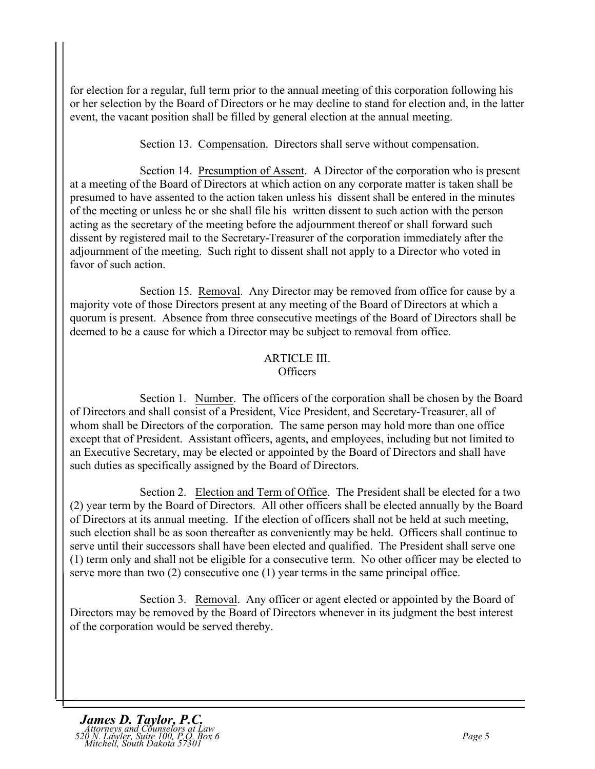for election for a regular, full term prior to the annual meeting of this corporation following his or her selection by the Board of Directors or he may decline to stand for election and, in the latter event, the vacant position shall be filled by general election at the annual meeting.

Section 13. Compensation. Directors shall serve without compensation.

Section 14. Presumption of Assent. A Director of the corporation who is present at a meeting of the Board of Directors at which action on any corporate matter is taken shall be presumed to have assented to the action taken unless his dissent shall be entered in the minutes of the meeting or unless he or she shall file his written dissent to such action with the person acting as the secretary of the meeting before the adjournment thereof or shall forward such dissent by registered mail to the Secretary-Treasurer of the corporation immediately after the adjournment of the meeting. Such right to dissent shall not apply to a Director who voted in favor of such action.

Section 15. Removal. Any Director may be removed from office for cause by a majority vote of those Directors present at any meeting of the Board of Directors at which a quorum is present. Absence from three consecutive meetings of the Board of Directors shall be deemed to be a cause for which a Director may be subject to removal from office.

## ARTICLE III.
## Officers

Section 1. Number. The officers of the corporation shall be chosen by the Board of Directors and shall consist of a President, Vice President, and Secretary-Treasurer, all of whom shall be Directors of the corporation. The same person may hold more than one office except that of President. Assistant officers, agents, and employees, including but not limited to an Executive Secretary, may be elected or appointed by the Board of Directors and shall have such duties as specifically assigned by the Board of Directors.

Section 2. Election and Term of Office. The President shall be elected for a two (2) year term by the Board of Directors. All other officers shall be elected annually by the Board of Directors at its annual meeting. If the election of officers shall not be held at such meeting, such election shall be as soon thereafter as conveniently may be held. Officers shall continue to serve until their successors shall have been elected and qualified. The President shall serve one (1) term only and shall not be eligible for a consecutive term. No other officer may be elected to serve more than two (2) consecutive one (1) year terms in the same principal office.

Section 3. Removal. Any officer or agent elected or appointed by the Board of Directors may be removed by the Board of Directors whenever in its judgment the best interest of the corporation would be served thereby.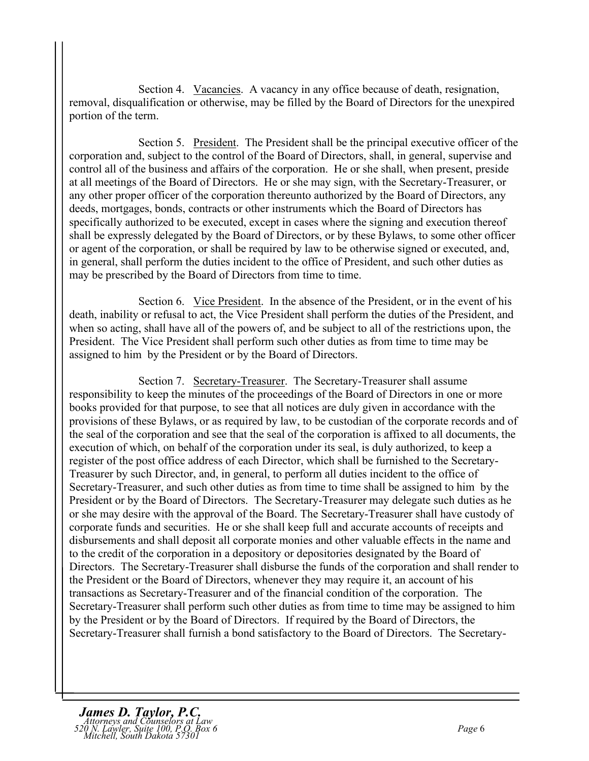Section 4. Vacancies. A vacancy in any office because of death, resignation, removal, disqualification or otherwise, may be filled by the Board of Directors for the unexpired portion of the term.

Section 5. President. The President shall be the principal executive officer of the corporation and, subject to the control of the Board of Directors, shall, in general, supervise and control all of the business and affairs of the corporation. He or she shall, when present, preside at all meetings of the Board of Directors. He or she may sign, with the Secretary-Treasurer, or any other proper officer of the corporation thereunto authorized by the Board of Directors, any deeds, mortgages, bonds, contracts or other instruments which the Board of Directors has specifically authorized to be executed, except in cases where the signing and execution thereof shall be expressly delegated by the Board of Directors, or by these Bylaws, to some other officer or agent of the corporation, or shall be required by law to be otherwise signed or executed, and, in general, shall perform the duties incident to the office of President, and such other duties as may be prescribed by the Board of Directors from time to time.

Section 6. Vice President. In the absence of the President, or in the event of his death, inability or refusal to act, the Vice President shall perform the duties of the President, and when so acting, shall have all of the powers of, and be subject to all of the restrictions upon, the President. The Vice President shall perform such other duties as from time to time may be assigned to him by the President or by the Board of Directors.

Section 7. Secretary-Treasurer. The Secretary-Treasurer shall assume responsibility to keep the minutes of the proceedings of the Board of Directors in one or more books provided for that purpose, to see that all notices are duly given in accordance with the provisions of these Bylaws, or as required by law, to be custodian of the corporate records and of the seal of the corporation and see that the seal of the corporation is affixed to all documents, the execution of which, on behalf of the corporation under its seal, is duly authorized, to keep a register of the post office address of each Director, which shall be furnished to the Secretary-Treasurer by such Director, and, in general, to perform all duties incident to the office of Secretary-Treasurer, and such other duties as from time to time shall be assigned to him by the President or by the Board of Directors. The Secretary-Treasurer may delegate such duties as he or she may desire with the approval of the Board. The Secretary-Treasurer shall have custody of corporate funds and securities. He or she shall keep full and accurate accounts of receipts and disbursements and shall deposit all corporate monies and other valuable effects in the name and to the credit of the corporation in a depository or depositories designated by the Board of Directors. The Secretary-Treasurer shall disburse the funds of the corporation and shall render to the President or the Board of Directors, whenever they may require it, an account of his transactions as Secretary-Treasurer and of the financial condition of the corporation. The Secretary-Treasurer shall perform such other duties as from time to time may be assigned to him by the President or by the Board of Directors. If required by the Board of Directors, the Secretary-Treasurer shall furnish a bond satisfactory to the Board of Directors. The Secretary-

***James D. Taylor, P.C.***
*Attorneys and Counselors at Law*
*520 N. Lawler, Suite 100, P.O. Box 6*
*Mitchell, South Dakota 57301*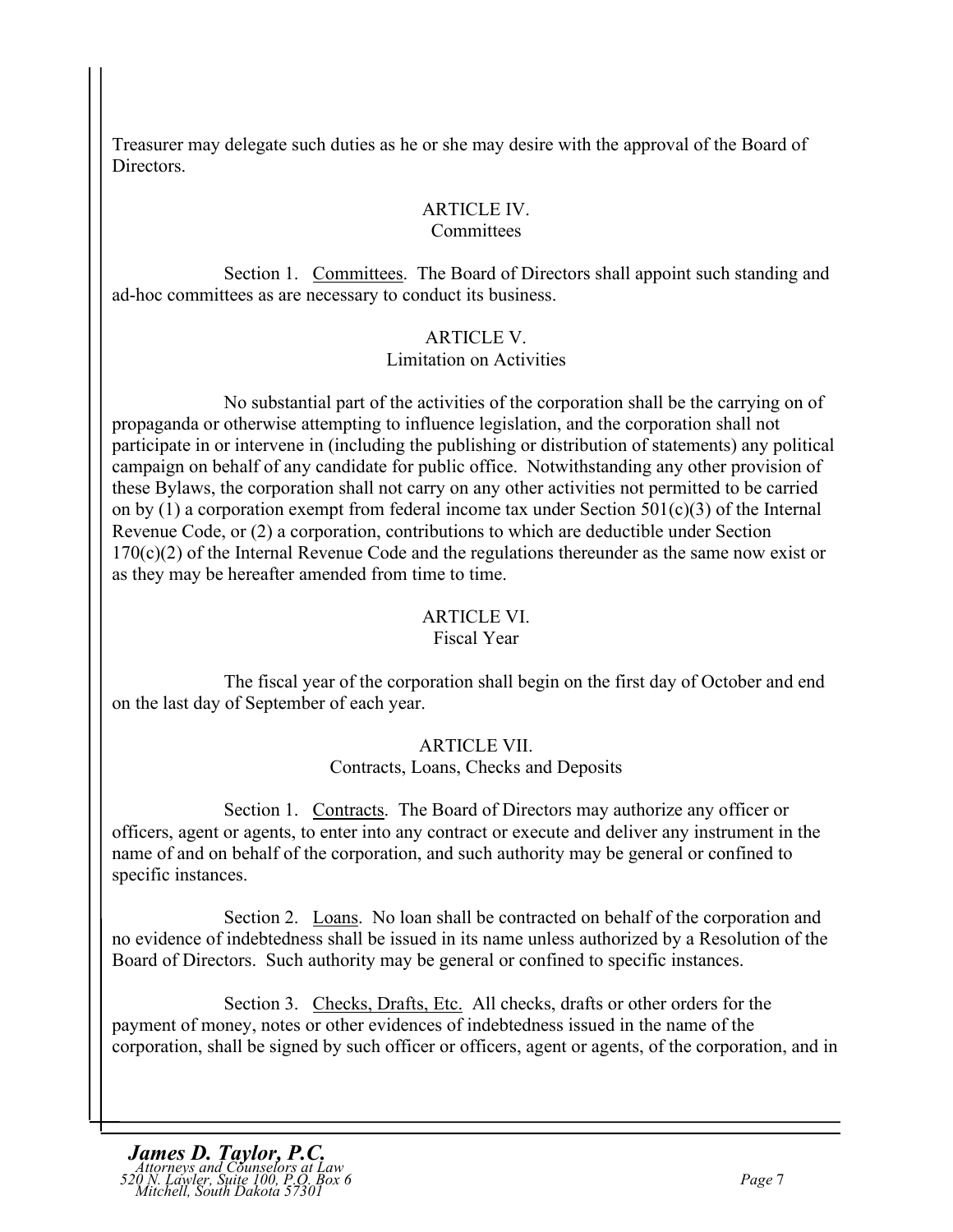Treasurer may delegate such duties as he or she may desire with the approval of the Board of Directors.

## ARTICLE IV.
## Committees

Section 1. Committees. The Board of Directors shall appoint such standing and ad-hoc committees as are necessary to conduct its business.

## ARTICLE V.
## Limitation on Activities

No substantial part of the activities of the corporation shall be the carrying on of propaganda or otherwise attempting to influence legislation, and the corporation shall not participate in or intervene in (including the publishing or distribution of statements) any political campaign on behalf of any candidate for public office. Notwithstanding any other provision of these Bylaws, the corporation shall not carry on any other activities not permitted to be carried on by (1) a corporation exempt from federal income tax under Section 501(c)(3) of the Internal Revenue Code, or (2) a corporation, contributions to which are deductible under Section 170(c)(2) of the Internal Revenue Code and the regulations thereunder as the same now exist or as they may be hereafter amended from time to time.

## ARTICLE VI.
## Fiscal Year

The fiscal year of the corporation shall begin on the first day of October and end on the last day of September of each year.

## ARTICLE VII.
## Contracts, Loans, Checks and Deposits

Section 1. Contracts. The Board of Directors may authorize any officer or officers, agent or agents, to enter into any contract or execute and deliver any instrument in the name of and on behalf of the corporation, and such authority may be general or confined to specific instances.

Section 2. Loans. No loan shall be contracted on behalf of the corporation and no evidence of indebtedness shall be issued in its name unless authorized by a Resolution of the Board of Directors. Such authority may be general or confined to specific instances.

Section 3. Checks, Drafts, Etc. All checks, drafts or other orders for the payment of money, notes or other evidences of indebtedness issued in the name of the corporation, shall be signed by such officer or officers, agent or agents, of the corporation, and in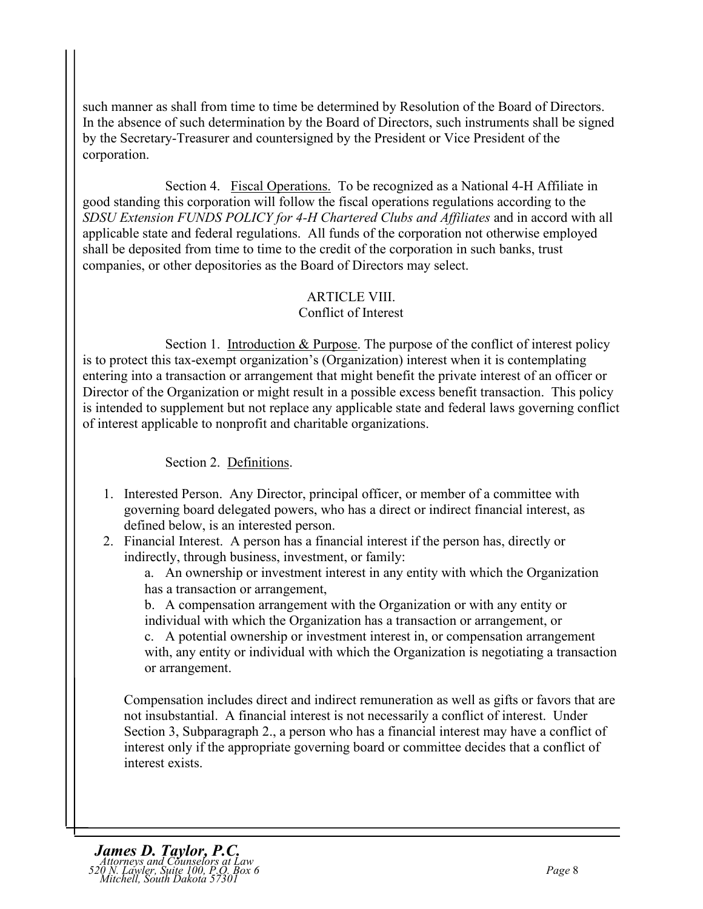such manner as shall from time to time be determined by Resolution of the Board of Directors. In the absence of such determination by the Board of Directors, such instruments shall be signed by the Secretary-Treasurer and countersigned by the President or Vice President of the corporation.

Section 4. Fiscal Operations. To be recognized as a National 4-H Affiliate in good standing this corporation will follow the fiscal operations regulations according to the *SDSU Extension FUNDS POLICY for 4-H Chartered Clubs and Affiliates* and in accord with all applicable state and federal regulations. All funds of the corporation not otherwise employed shall be deposited from time to time to the credit of the corporation in such banks, trust companies, or other depositories as the Board of Directors may select.

## ARTICLE VIII.
## Conflict of Interest

Section 1. Introduction & Purpose. The purpose of the conflict of interest policy is to protect this tax-exempt organization's (Organization) interest when it is contemplating entering into a transaction or arrangement that might benefit the private interest of an officer or Director of the Organization or might result in a possible excess benefit transaction. This policy is intended to supplement but not replace any applicable state and federal laws governing conflict of interest applicable to nonprofit and charitable organizations.

Section 2. Definitions.

1. Interested Person. Any Director, principal officer, or member of a committee with governing board delegated powers, who has a direct or indirect financial interest, as defined below, is an interested person.
2. Financial Interest. A person has a financial interest if the person has, directly or indirectly, through business, investment, or family:
   a. An ownership or investment interest in any entity with which the Organization has a transaction or arrangement,
   b. A compensation arrangement with the Organization or with any entity or individual with which the Organization has a transaction or arrangement, or
   c. A potential ownership or investment interest in, or compensation arrangement with, any entity or individual with which the Organization is negotiating a transaction or arrangement.

   Compensation includes direct and indirect remuneration as well as gifts or favors that are not insubstantial. A financial interest is not necessarily a conflict of interest. Under Section 3, Subparagraph 2., a person who has a financial interest may have a conflict of interest only if the appropriate governing board or committee decides that a conflict of interest exists.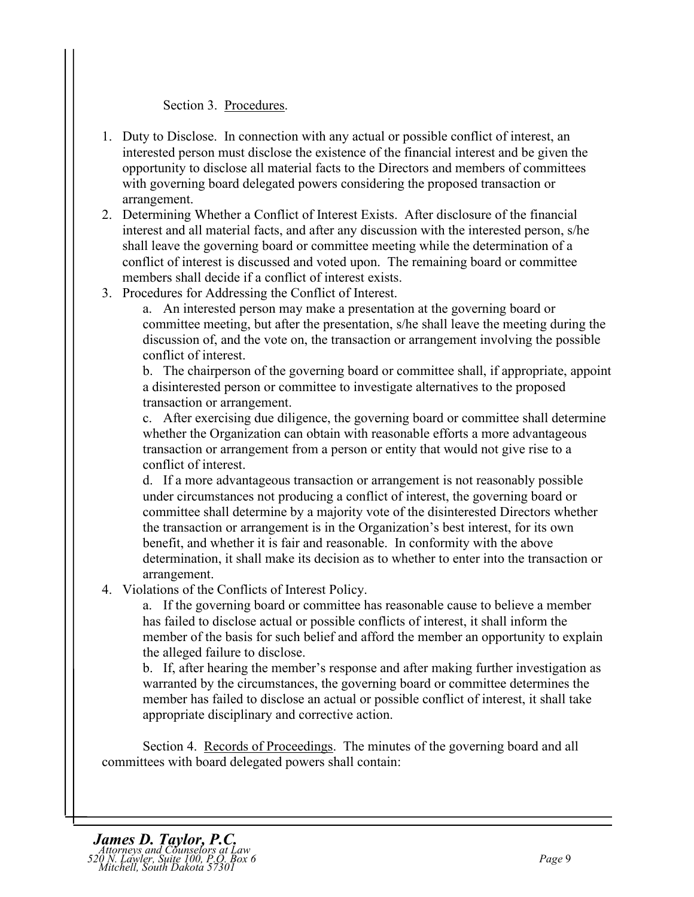Section 3. Procedures.

1. Duty to Disclose. In connection with any actual or possible conflict of interest, an interested person must disclose the existence of the financial interest and be given the opportunity to disclose all material facts to the Directors and members of committees with governing board delegated powers considering the proposed transaction or arrangement.
2. Determining Whether a Conflict of Interest Exists. After disclosure of the financial interest and all material facts, and after any discussion with the interested person, s/he shall leave the governing board or committee meeting while the determination of a conflict of interest is discussed and voted upon. The remaining board or committee members shall decide if a conflict of interest exists.
3. Procedures for Addressing the Conflict of Interest.
   a. An interested person may make a presentation at the governing board or committee meeting, but after the presentation, s/he shall leave the meeting during the discussion of, and the vote on, the transaction or arrangement involving the possible conflict of interest.
   b. The chairperson of the governing board or committee shall, if appropriate, appoint a disinterested person or committee to investigate alternatives to the proposed transaction or arrangement.
   c. After exercising due diligence, the governing board or committee shall determine whether the Organization can obtain with reasonable efforts a more advantageous transaction or arrangement from a person or entity that would not give rise to a conflict of interest.
   d. If a more advantageous transaction or arrangement is not reasonably possible under circumstances not producing a conflict of interest, the governing board or committee shall determine by a majority vote of the disinterested Directors whether the transaction or arrangement is in the Organization's best interest, for its own benefit, and whether it is fair and reasonable. In conformity with the above determination, it shall make its decision as to whether to enter into the transaction or arrangement.
4. Violations of the Conflicts of Interest Policy.
   a. If the governing board or committee has reasonable cause to believe a member has failed to disclose actual or possible conflicts of interest, it shall inform the member of the basis for such belief and afford the member an opportunity to explain the alleged failure to disclose.
   b. If, after hearing the member's response and after making further investigation as warranted by the circumstances, the governing board or committee determines the member has failed to disclose an actual or possible conflict of interest, it shall take appropriate disciplinary and corrective action.

Section 4. Records of Proceedings. The minutes of the governing board and all committees with board delegated powers shall contain: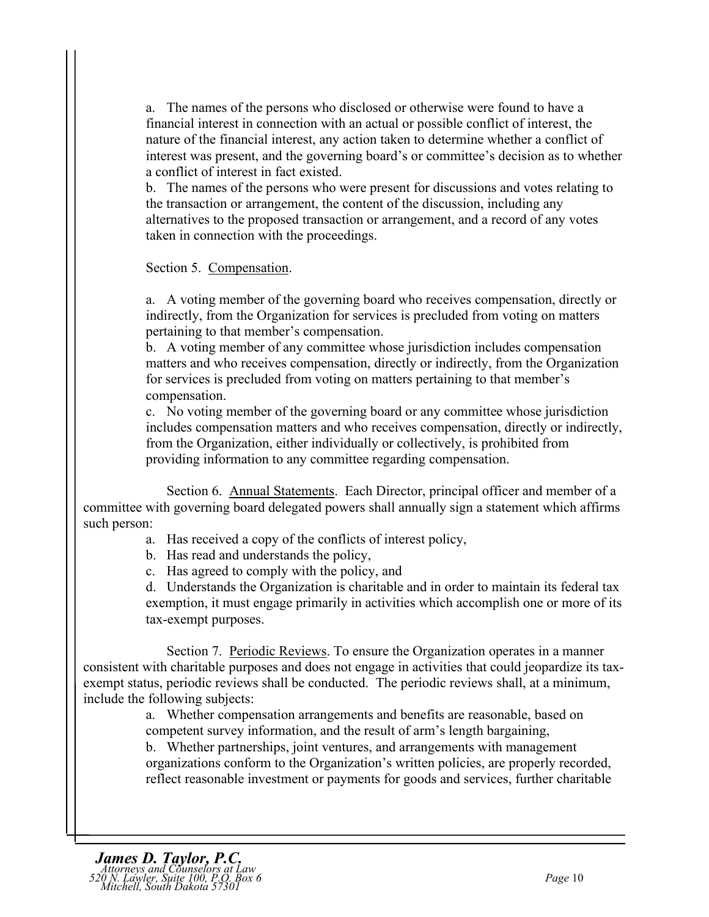a. The names of the persons who disclosed or otherwise were found to have a financial interest in connection with an actual or possible conflict of interest, the nature of the financial interest, any action taken to determine whether a conflict of interest was present, and the governing board's or committee's decision as to whether a conflict of interest in fact existed.

b. The names of the persons who were present for discussions and votes relating to the transaction or arrangement, the content of the discussion, including any alternatives to the proposed transaction or arrangement, and a record of any votes taken in connection with the proceedings.

Section 5. <u>Compensation</u>.

a. A voting member of the governing board who receives compensation, directly or indirectly, from the Organization for services is precluded from voting on matters pertaining to that member's compensation.

b. A voting member of any committee whose jurisdiction includes compensation matters and who receives compensation, directly or indirectly, from the Organization for services is precluded from voting on matters pertaining to that member's compensation.

c. No voting member of the governing board or any committee whose jurisdiction includes compensation matters and who receives compensation, directly or indirectly, from the Organization, either individually or collectively, is prohibited from providing information to any committee regarding compensation.

Section 6. <u>Annual Statements</u>. Each Director, principal officer and member of a committee with governing board delegated powers shall annually sign a statement which affirms such person:

a. Has received a copy of the conflicts of interest policy,

b. Has read and understands the policy,

c. Has agreed to comply with the policy, and

d. Understands the Organization is charitable and in order to maintain its federal tax exemption, it must engage primarily in activities which accomplish one or more of its tax-exempt purposes.

Section 7. <u>Periodic Reviews</u>. To ensure the Organization operates in a manner consistent with charitable purposes and does not engage in activities that could jeopardize its tax-exempt status, periodic reviews shall be conducted. The periodic reviews shall, at a minimum, include the following subjects:

a. Whether compensation arrangements and benefits are reasonable, based on competent survey information, and the result of arm's length bargaining,

b. Whether partnerships, joint ventures, and arrangements with management organizations conform to the Organization's written policies, are properly recorded, reflect reasonable investment or payments for goods and services, further charitable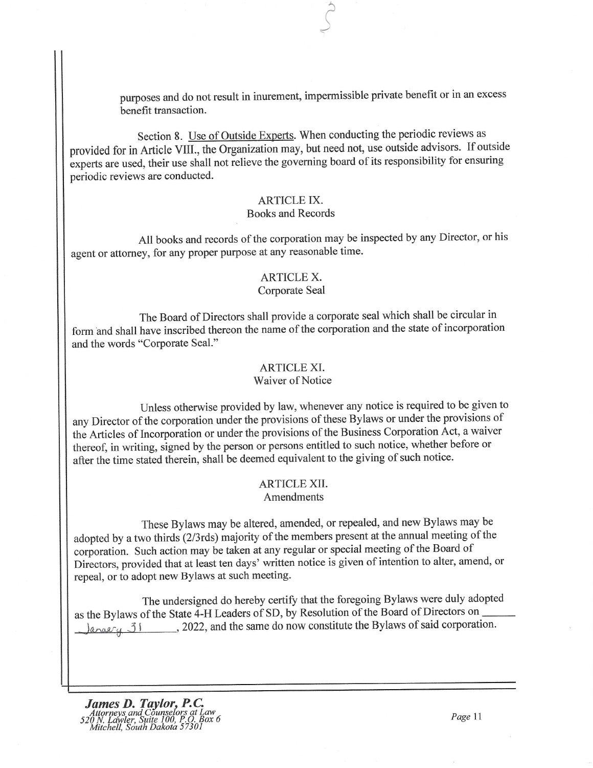purposes and do not result in inurement, impermissible private benefit or in an excess benefit transaction.

Section 8. Use of Outside Experts. When conducting the periodic reviews as provided for in Article VIII., the Organization may, but need not, use outside advisors. If outside experts are used, their use shall not relieve the governing board of its responsibility for ensuring periodic reviews are conducted.

## ARTICLE IX.
### Books and Records

All books and records of the corporation may be inspected by any Director, or his agent or attorney, for any proper purpose at any reasonable time.

## ARTICLE X.
### Corporate Seal

The Board of Directors shall provide a corporate seal which shall be circular in form and shall have inscribed thereon the name of the corporation and the state of incorporation and the words "Corporate Seal."

## ARTICLE XI.
### Waiver of Notice

Unless otherwise provided by law, whenever any notice is required to be given to any Director of the corporation under the provisions of these Bylaws or under the provisions of the Articles of Incorporation or under the provisions of the Business Corporation Act, a waiver thereof, in writing, signed by the person or persons entitled to such notice, whether before or after the time stated therein, shall be deemed equivalent to the giving of such notice.

## ARTICLE XII.
### Amendments

These Bylaws may be altered, amended, or repealed, and new Bylaws may be adopted by a two thirds (2/3rds) majority of the members present at the annual meeting of the corporation. Such action may be taken at any regular or special meeting of the Board of Directors, provided that at least ten days' written notice is given of intention to alter, amend, or repeal, or to adopt new Bylaws at such meeting.

The undersigned do hereby certify that the foregoing Bylaws were duly adopted as the Bylaws of the State 4-H Leaders of SD, by Resolution of the Board of Directors on January 31, 2022, and the same do now constitute the Bylaws of said corporation.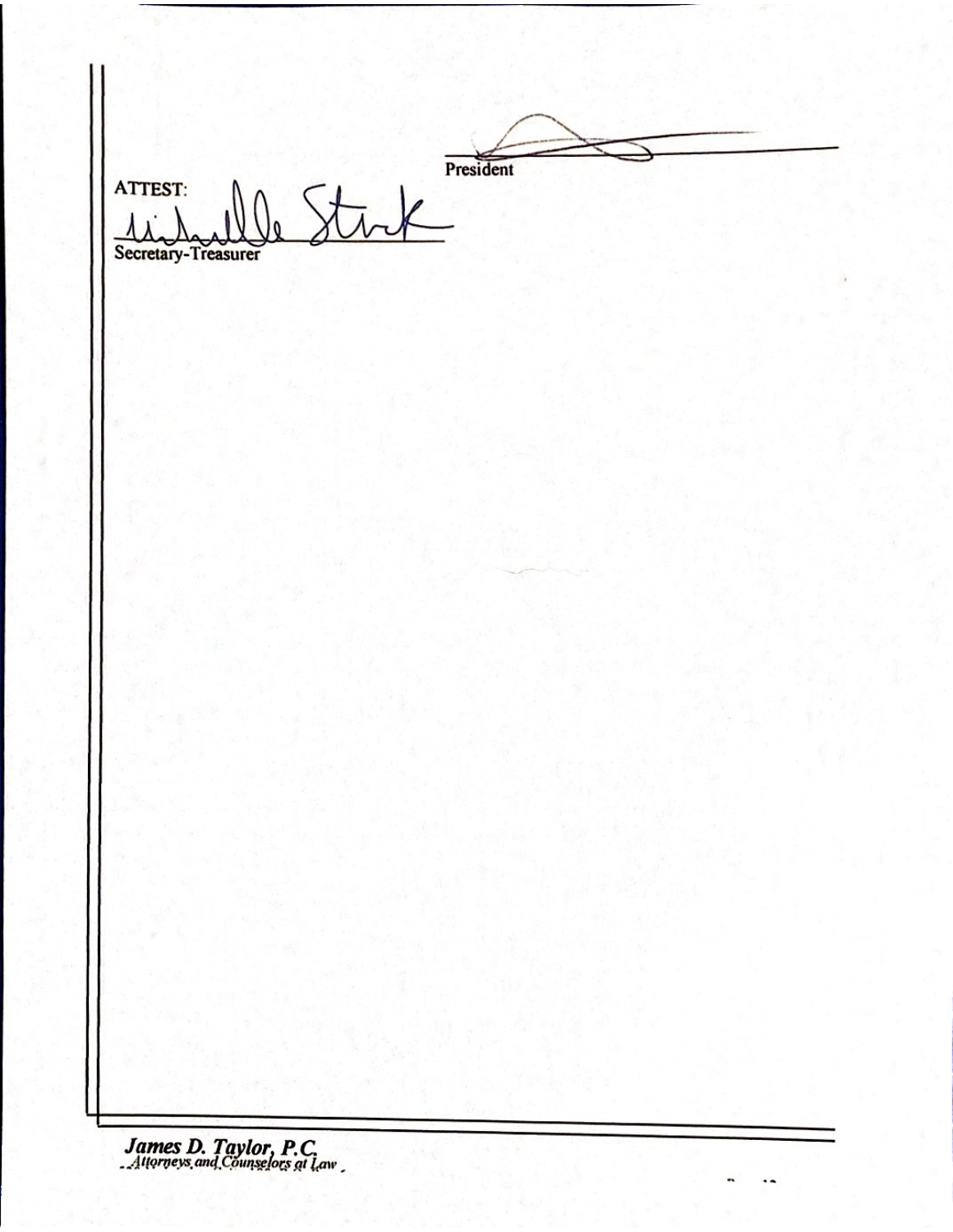President

ATTEST:

Secretary-Treasurer

*James D. Taylor, P.C.*
*Attorneys and Counselors at Law*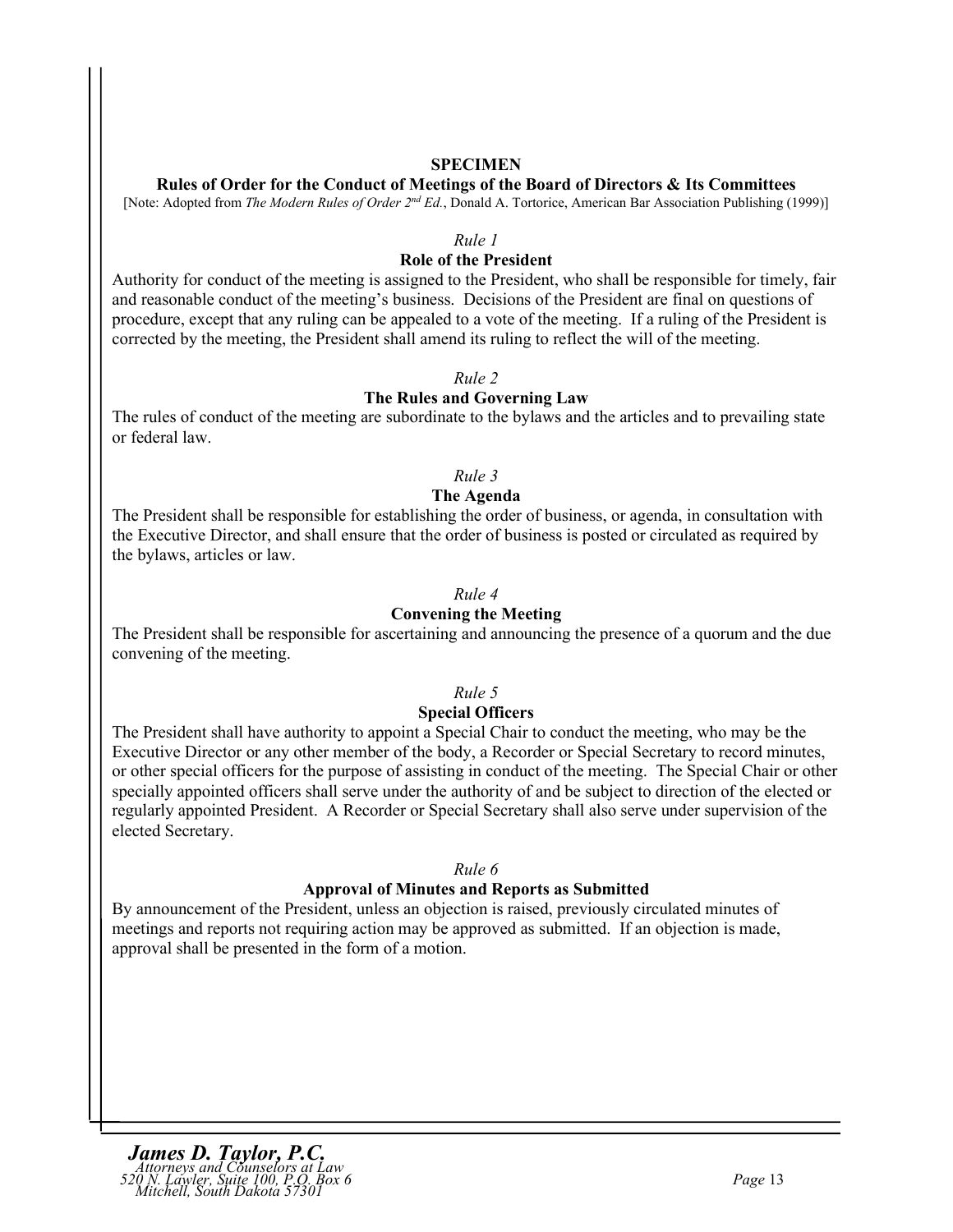**SPECIMEN**

**Rules of Order for the Conduct of Meetings of the Board of Directors & Its Committees**

[Note: Adopted from *The Modern Rules of Order 2nd Ed.*, Donald A. Tortorice, American Bar Association Publishing (1999)]

*Rule 1*

**Role of the President**

Authority for conduct of the meeting is assigned to the President, who shall be responsible for timely, fair and reasonable conduct of the meeting's business. Decisions of the President are final on questions of procedure, except that any ruling can be appealed to a vote of the meeting. If a ruling of the President is corrected by the meeting, the President shall amend its ruling to reflect the will of the meeting.

*Rule 2*

**The Rules and Governing Law**

The rules of conduct of the meeting are subordinate to the bylaws and the articles and to prevailing state or federal law.

*Rule 3*

**The Agenda**

The President shall be responsible for establishing the order of business, or agenda, in consultation with the Executive Director, and shall ensure that the order of business is posted or circulated as required by the bylaws, articles or law.

*Rule 4*

**Convening the Meeting**

The President shall be responsible for ascertaining and announcing the presence of a quorum and the due convening of the meeting.

*Rule 5*

**Special Officers**

The President shall have authority to appoint a Special Chair to conduct the meeting, who may be the Executive Director or any other member of the body, a Recorder or Special Secretary to record minutes, or other special officers for the purpose of assisting in conduct of the meeting. The Special Chair or other specially appointed officers shall serve under the authority of and be subject to direction of the elected or regularly appointed President. A Recorder or Special Secretary shall also serve under supervision of the elected Secretary.

*Rule 6*

**Approval of Minutes and Reports as Submitted**

By announcement of the President, unless an objection is raised, previously circulated minutes of meetings and reports not requiring action may be approved as submitted. If an objection is made, approval shall be presented in the form of a motion.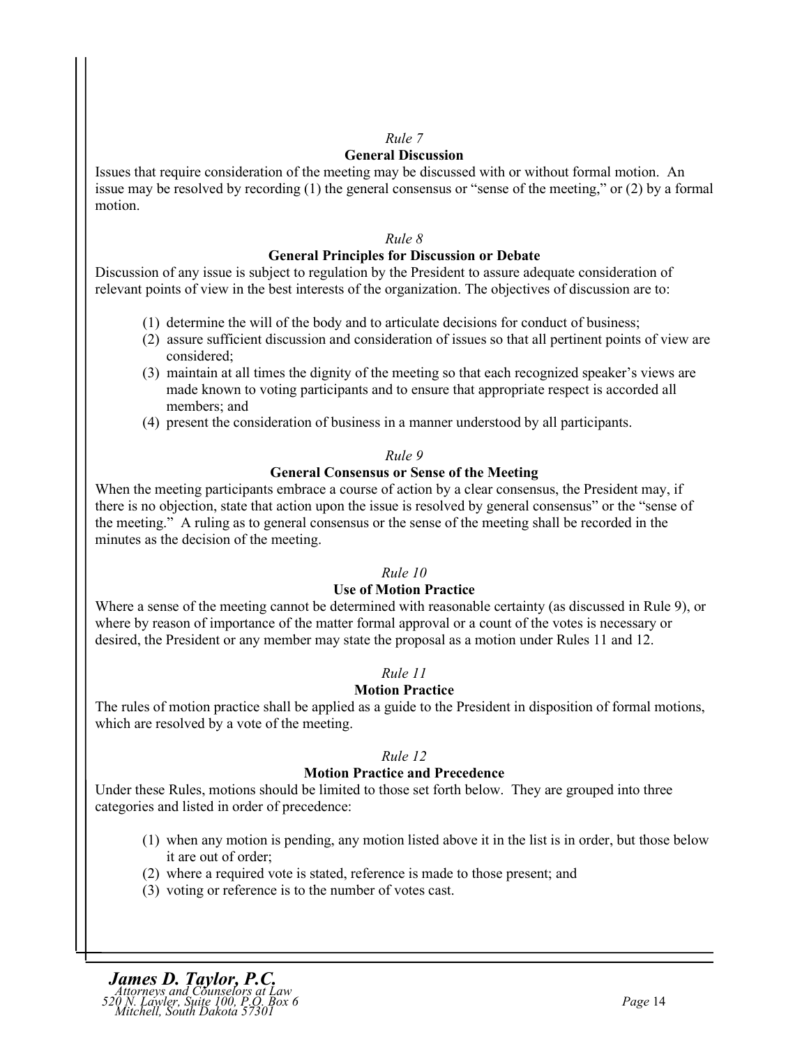*Rule 7*

**General Discussion**

Issues that require consideration of the meeting may be discussed with or without formal motion. An issue may be resolved by recording (1) the general consensus or "sense of the meeting," or (2) by a formal motion.

*Rule 8*

**General Principles for Discussion or Debate**

Discussion of any issue is subject to regulation by the President to assure adequate consideration of relevant points of view in the best interests of the organization. The objectives of discussion are to:

(1) determine the will of the body and to articulate decisions for conduct of business;
(2) assure sufficient discussion and consideration of issues so that all pertinent points of view are considered;
(3) maintain at all times the dignity of the meeting so that each recognized speaker's views are made known to voting participants and to ensure that appropriate respect is accorded all members; and
(4) present the consideration of business in a manner understood by all participants.

*Rule 9*

**General Consensus or Sense of the Meeting**

When the meeting participants embrace a course of action by a clear consensus, the President may, if there is no objection, state that action upon the issue is resolved by general consensus" or the "sense of the meeting." A ruling as to general consensus or the sense of the meeting shall be recorded in the minutes as the decision of the meeting.

*Rule 10*

**Use of Motion Practice**

Where a sense of the meeting cannot be determined with reasonable certainty (as discussed in Rule 9), or where by reason of importance of the matter formal approval or a count of the votes is necessary or desired, the President or any member may state the proposal as a motion under Rules 11 and 12.

*Rule 11*

**Motion Practice**

The rules of motion practice shall be applied as a guide to the President in disposition of formal motions, which are resolved by a vote of the meeting.

*Rule 12*

**Motion Practice and Precedence**

Under these Rules, motions should be limited to those set forth below. They are grouped into three categories and listed in order of precedence:

(1) when any motion is pending, any motion listed above it in the list is in order, but those below it are out of order;
(2) where a required vote is stated, reference is made to those present; and
(3) voting or reference is to the number of votes cast.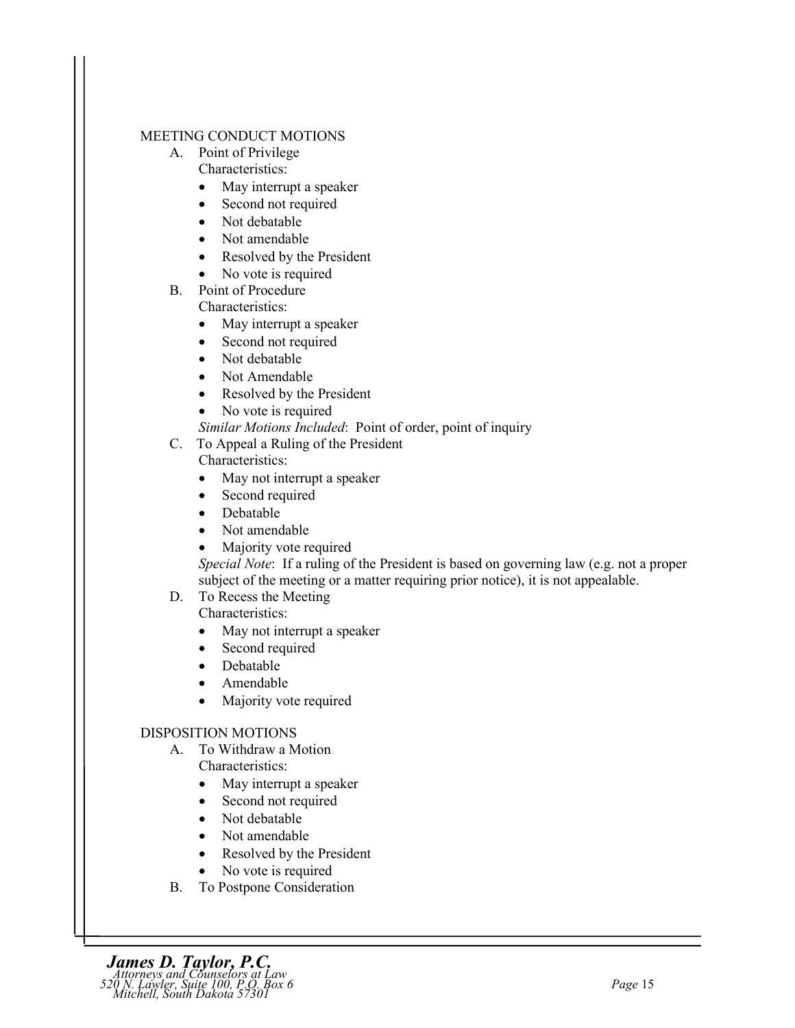## MEETING CONDUCT MOTIONS

A. Point of Privilege
   Characteristics:
   - May interrupt a speaker
   - Second not required
   - Not debatable
   - Not amendable
   - Resolved by the President
   - No vote is required

B. Point of Procedure
   Characteristics:
   - May interrupt a speaker
   - Second not required
   - Not debatable
   - Not Amendable
   - Resolved by the President
   - No vote is required

   *Similar Motions Included*: Point of order, point of inquiry

C. To Appeal a Ruling of the President
   Characteristics:
   - May not interrupt a speaker
   - Second required
   - Debatable
   - Not amendable
   - Majority vote required

   *Special Note*: If a ruling of the President is based on governing law (e.g. not a proper subject of the meeting or a matter requiring prior notice), it is not appealable.

D. To Recess the Meeting
   Characteristics:
   - May not interrupt a speaker
   - Second required
   - Debatable
   - Amendable
   - Majority vote required

## DISPOSITION MOTIONS

A. To Withdraw a Motion
   Characteristics:
   - May interrupt a speaker
   - Second not required
   - Not debatable
   - Not amendable
   - Resolved by the President
   - No vote is required

B. To Postpone Consideration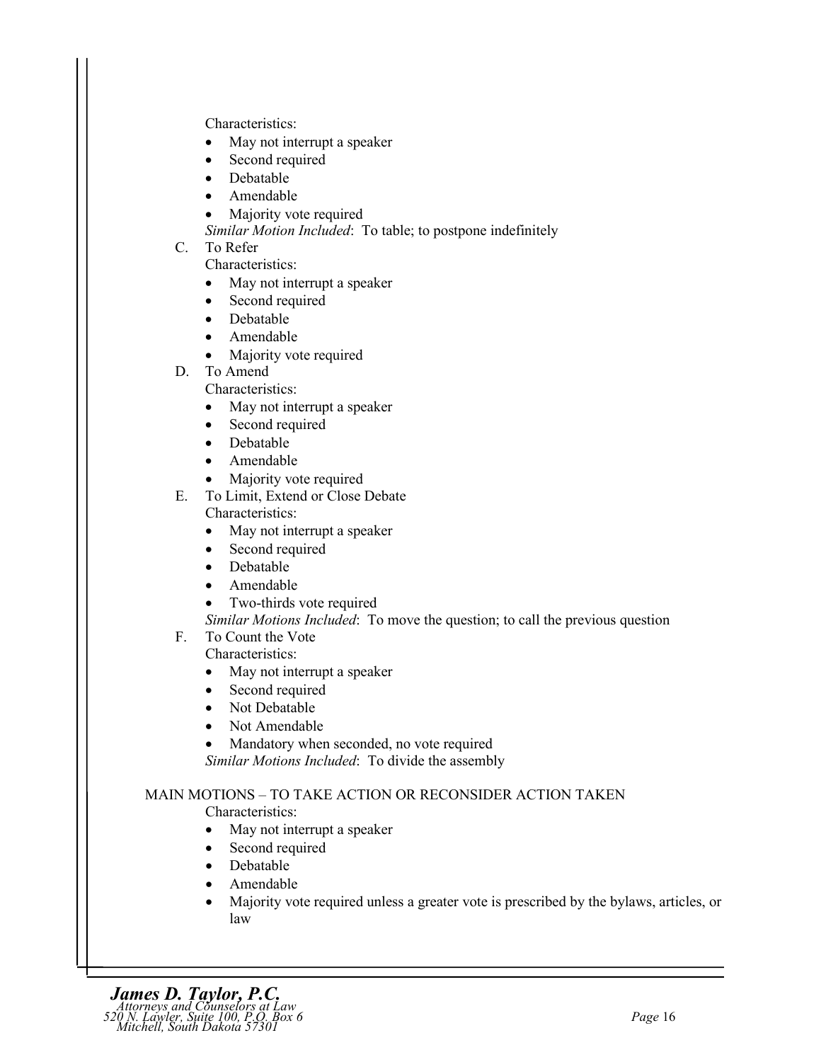Characteristics:

- May not interrupt a speaker
- Second required
- Debatable
- Amendable
- Majority vote required

*Similar Motion Included*: To table; to postpone indefinitely

C. To Refer

Characteristics:

- May not interrupt a speaker
- Second required
- Debatable
- Amendable
- Majority vote required

D. To Amend

Characteristics:

- May not interrupt a speaker
- Second required
- Debatable
- Amendable
- Majority vote required

E. To Limit, Extend or Close Debate

Characteristics:

- May not interrupt a speaker
- Second required
- Debatable
- Amendable
- Two-thirds vote required

*Similar Motions Included*: To move the question; to call the previous question

F. To Count the Vote

Characteristics:

- May not interrupt a speaker
- Second required
- Not Debatable
- Not Amendable
- Mandatory when seconded, no vote required

*Similar Motions Included*: To divide the assembly

MAIN MOTIONS – TO TAKE ACTION OR RECONSIDER ACTION TAKEN

Characteristics:

- May not interrupt a speaker
- Second required
- Debatable
- Amendable
- Majority vote required unless a greater vote is prescribed by the bylaws, articles, or law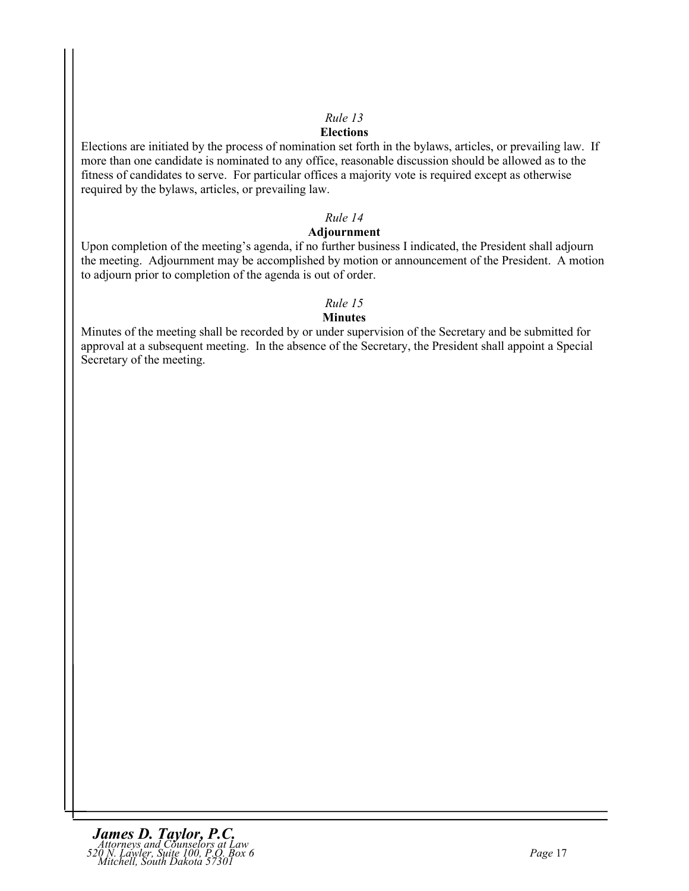*Rule 13*

**Elections**

Elections are initiated by the process of nomination set forth in the bylaws, articles, or prevailing law. If more than one candidate is nominated to any office, reasonable discussion should be allowed as to the fitness of candidates to serve. For particular offices a majority vote is required except as otherwise required by the bylaws, articles, or prevailing law.

*Rule 14*

**Adjournment**

Upon completion of the meeting's agenda, if no further business I indicated, the President shall adjourn the meeting. Adjournment may be accomplished by motion or announcement of the President. A motion to adjourn prior to completion of the agenda is out of order.

*Rule 15*

**Minutes**

Minutes of the meeting shall be recorded by or under supervision of the Secretary and be submitted for approval at a subsequent meeting. In the absence of the Secretary, the President shall appoint a Special Secretary of the meeting.